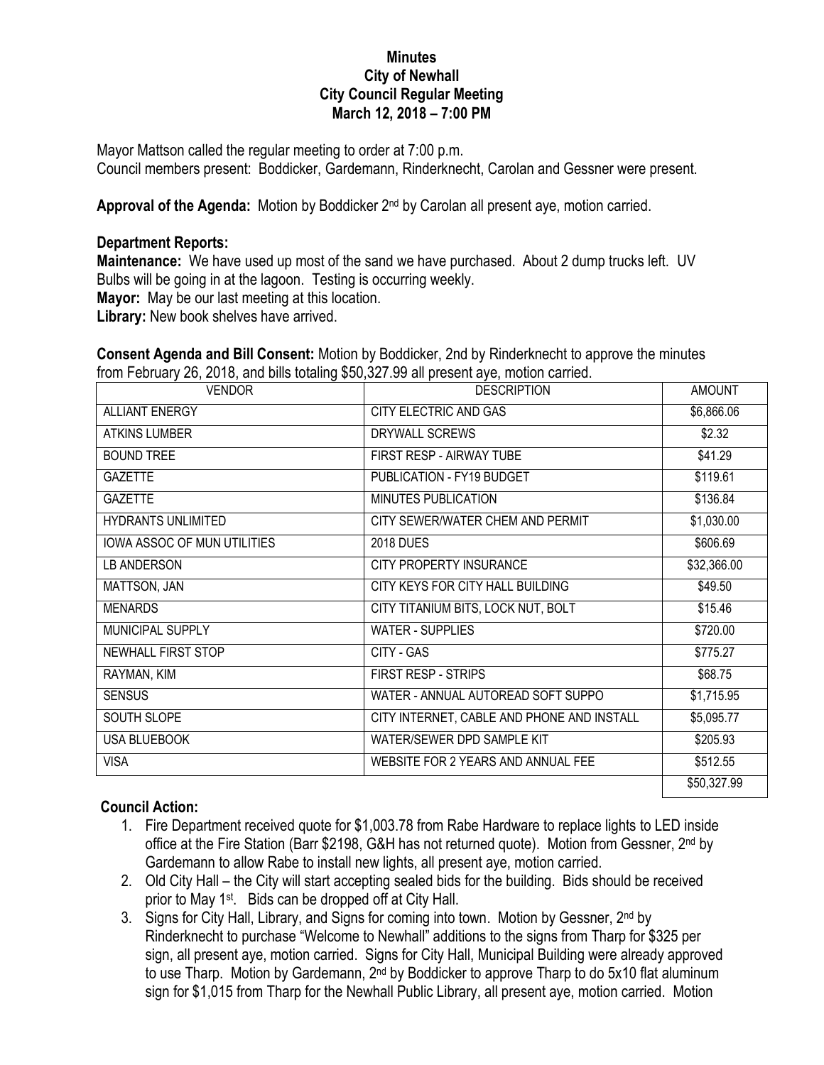**Minutes**
**City of Newhall**
**City Council Regular Meeting**
**March 12, 2018 – 7:00 PM**

Mayor Mattson called the regular meeting to order at 7:00 p.m.
Council members present: Boddicker, Gardemann, Rinderknecht, Carolan and Gessner were present.

**Approval of the Agenda:** Motion by Boddicker 2nd by Carolan all present aye, motion carried.

**Department Reports:**
**Maintenance:** We have used up most of the sand we have purchased. About 2 dump trucks left. UV Bulbs will be going in at the lagoon. Testing is occurring weekly.
**Mayor:** May be our last meeting at this location.
**Library:** New book shelves have arrived.

**Consent Agenda and Bill Consent:** Motion by Boddicker, 2nd by Rinderknecht to approve the minutes from February 26, 2018, and bills totaling $50,327.99 all present aye, motion carried.

| VENDOR | DESCRIPTION | AMOUNT |
|---|---|---|
| ALLIANT ENERGY | CITY ELECTRIC AND GAS | $6,866.06 |
| ATKINS LUMBER | DRYWALL SCREWS | $2.32 |
| BOUND TREE | FIRST RESP - AIRWAY TUBE | $41.29 |
| GAZETTE | PUBLICATION - FY19 BUDGET | $119.61 |
| GAZETTE | MINUTES PUBLICATION | $136.84 |
| HYDRANTS UNLIMITED | CITY SEWER/WATER CHEM AND PERMIT | $1,030.00 |
| IOWA ASSOC OF MUN UTILITIES | 2018 DUES | $606.69 |
| LB ANDERSON | CITY PROPERTY INSURANCE | $32,366.00 |
| MATTSON, JAN | CITY KEYS FOR CITY HALL BUILDING | $49.50 |
| MENARDS | CITY TITANIUM BITS, LOCK NUT, BOLT | $15.46 |
| MUNICIPAL SUPPLY | WATER - SUPPLIES | $720.00 |
| NEWHALL FIRST STOP | CITY - GAS | $775.27 |
| RAYMAN, KIM | FIRST RESP - STRIPS | $68.75 |
| SENSUS | WATER - ANNUAL AUTOREAD SOFT SUPPO | $1,715.95 |
| SOUTH SLOPE | CITY INTERNET, CABLE AND PHONE AND INSTALL | $5,095.77 |
| USA BLUEBOOK | WATER/SEWER DPD SAMPLE KIT | $205.93 |
| VISA | WEBSITE FOR 2 YEARS AND ANNUAL FEE | $512.55 |
| | | $50,327.99 |

**Council Action:**

1. Fire Department received quote for $1,003.78 from Rabe Hardware to replace lights to LED inside office at the Fire Station (Barr $2198, G&H has not returned quote). Motion from Gessner, 2nd by Gardemann to allow Rabe to install new lights, all present aye, motion carried.
2. Old City Hall – the City will start accepting sealed bids for the building. Bids should be received prior to May 1st. Bids can be dropped off at City Hall.
3. Signs for City Hall, Library, and Signs for coming into town. Motion by Gessner, 2nd by Rinderknecht to purchase "Welcome to Newhall" additions to the signs from Tharp for $325 per sign, all present aye, motion carried. Signs for City Hall, Municipal Building were already approved to use Tharp. Motion by Gardemann, 2nd by Boddicker to approve Tharp to do 5x10 flat aluminum sign for $1,015 from Tharp for the Newhall Public Library, all present aye, motion carried. Motion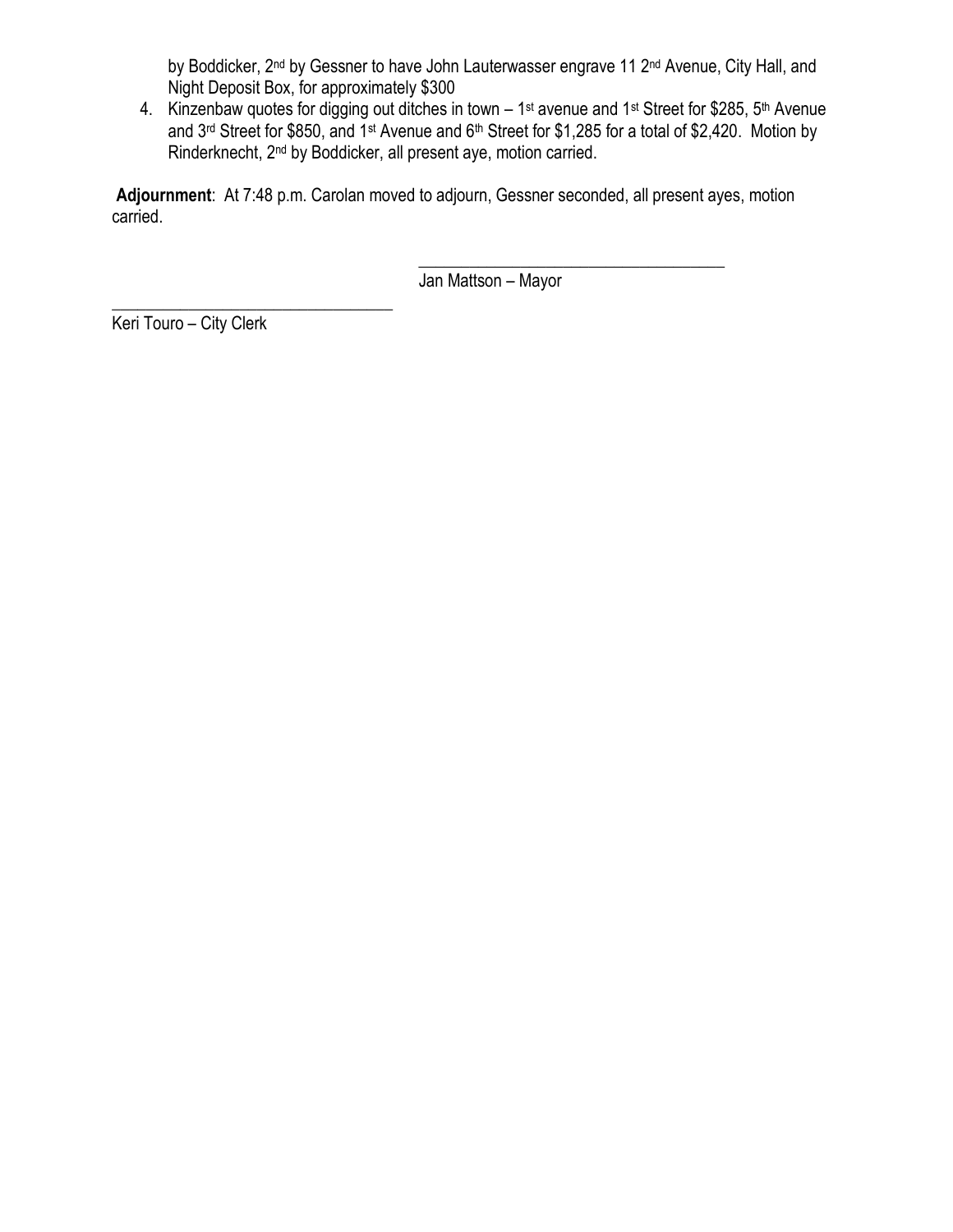by Boddicker, 2nd by Gessner to have John Lauterwasser engrave 11 2nd Avenue, City Hall, and Night Deposit Box, for approximately $300

4. Kinzenbaw quotes for digging out ditches in town – 1st avenue and 1st Street for $285, 5th Avenue and 3rd Street for $850, and 1st Avenue and 6th Street for $1,285 for a total of $2,420. Motion by Rinderknecht, 2nd by Boddicker, all present aye, motion carried.

**Adjournment**: At 7:48 p.m. Carolan moved to adjourn, Gessner seconded, all present ayes, motion carried.

\_\_\_\_\_\_\_\_\_\_\_\_\_\_\_\_\_\_\_\_\_\_\_\_\_\_\_\_\_\_\_\_\_\_\_\_
Jan Mattson – Mayor

\_\_\_\_\_\_\_\_\_\_\_\_\_\_\_\_\_\_\_\_\_\_\_\_\_\_\_\_\_\_\_\_\_\_\_\_
Keri Touro – City Clerk